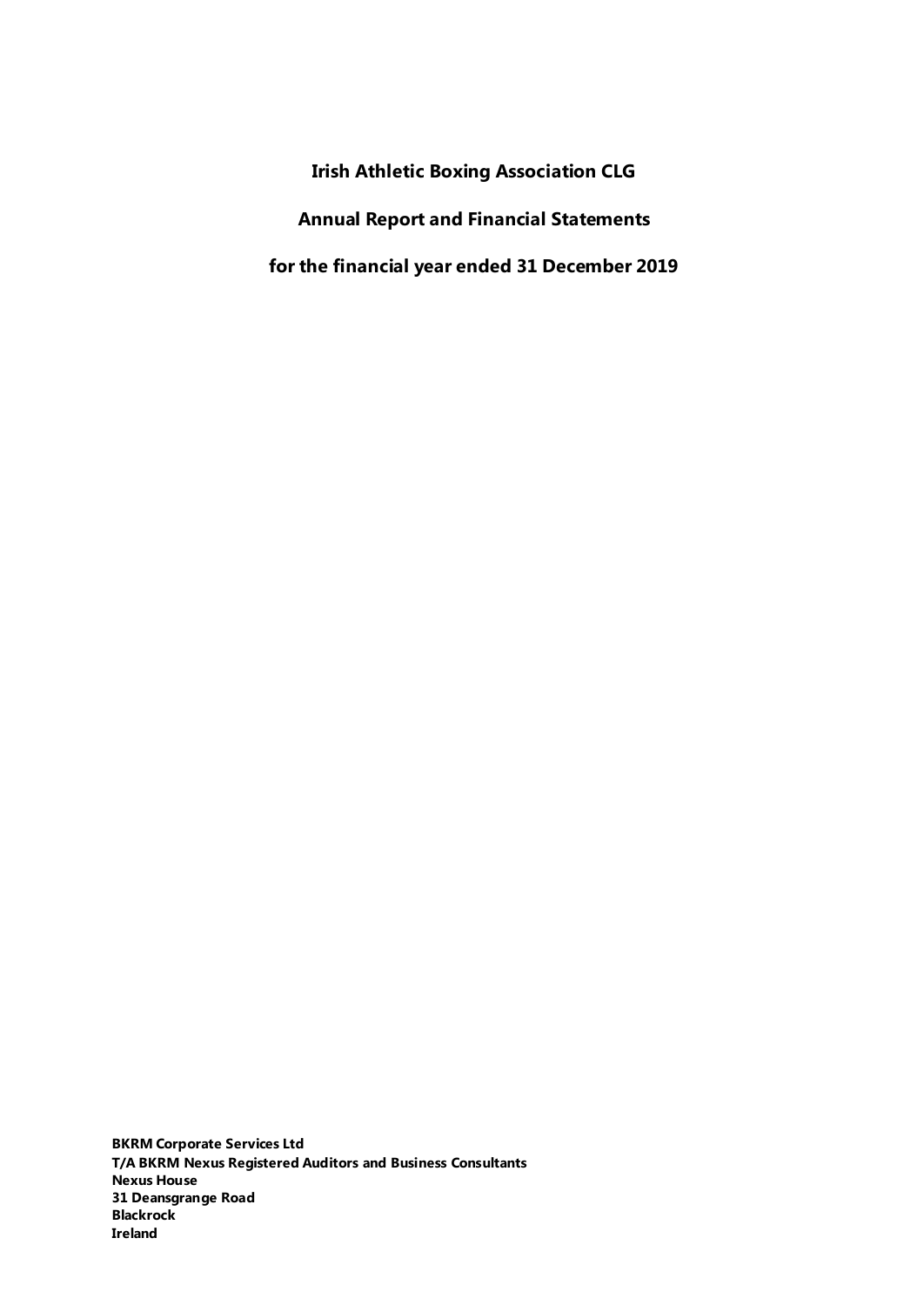# Irish Athletic Boxing Association CLG

## Annual Report and Financial Statements

## for the financial year ended 31 December 2019

**BKRM Corporate Services Ltd**
**T/A BKRM Nexus Registered Auditors and Business Consultants**
**Nexus House**
**31 Deansgrange Road**
**Blackrock**
**Ireland**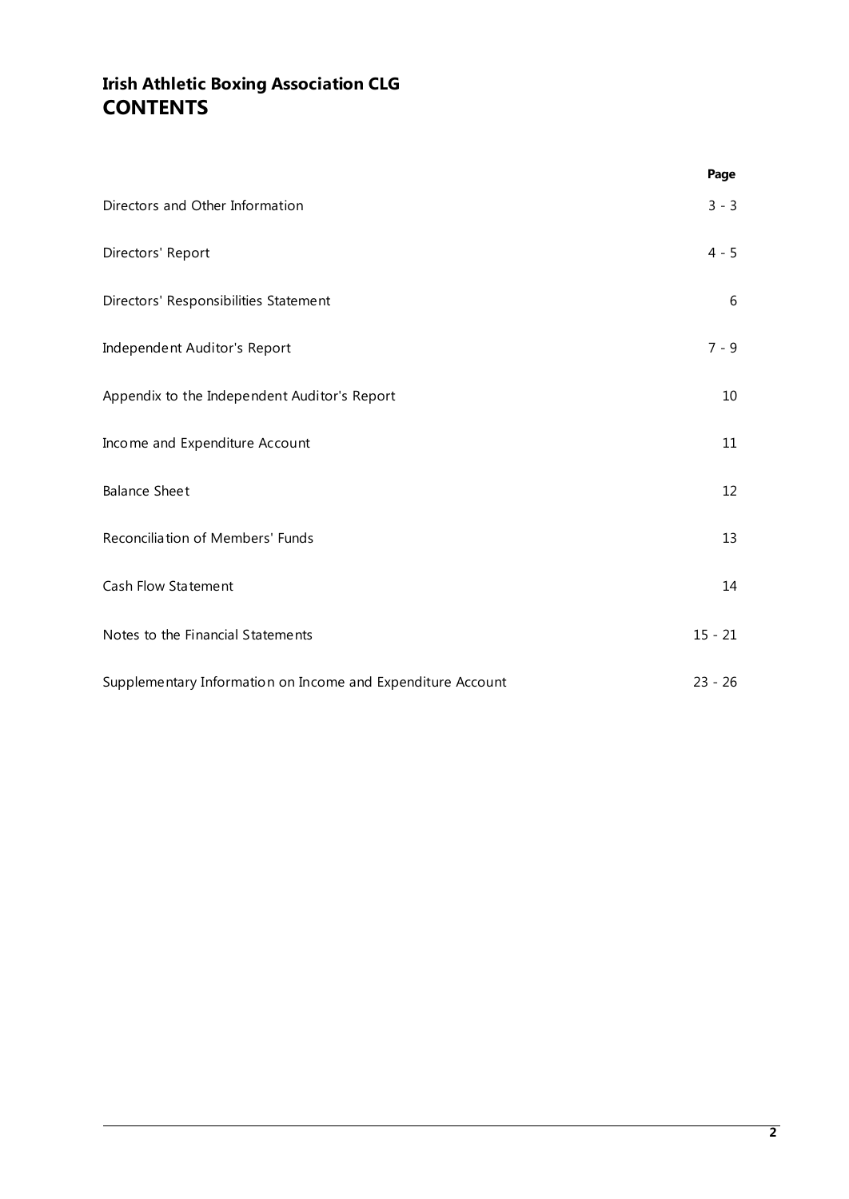# Irish Athletic Boxing Association CLG
# CONTENTS

| | Page |
|---|---|
| Directors and Other Information | 3 - 3 |
| Directors' Report | 4 - 5 |
| Directors' Responsibilities Statement | 6 |
| Independent Auditor's Report | 7 - 9 |
| Appendix to the Independent Auditor's Report | 10 |
| Income and Expenditure Account | 11 |
| Balance Sheet | 12 |
| Reconciliation of Members' Funds | 13 |
| Cash Flow Statement | 14 |
| Notes to the Financial Statements | 15 - 21 |
| Supplementary Information on Income and Expenditure Account | 23 - 26 |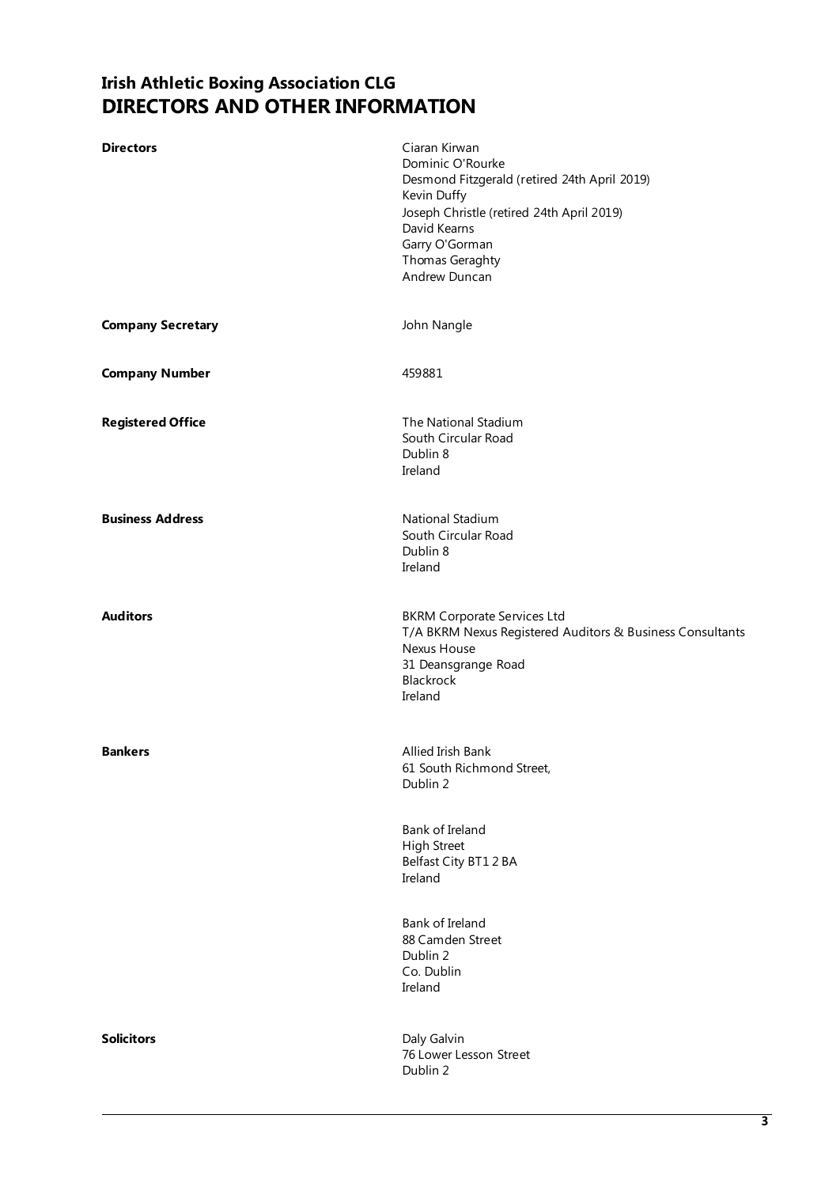# Irish Athletic Boxing Association CLG
## DIRECTORS AND OTHER INFORMATION

**Directors**

Ciaran Kirwan
Dominic O'Rourke
Desmond Fitzgerald (retired 24th April 2019)
Kevin Duffy
Joseph Christle (retired 24th April 2019)
David Kearns
Garry O'Gorman
Thomas Geraghty
Andrew Duncan

**Company Secretary**

John Nangle

**Company Number**

459881

**Registered Office**

The National Stadium
South Circular Road
Dublin 8
Ireland

**Business Address**

National Stadium
South Circular Road
Dublin 8
Ireland

**Auditors**

BKRM Corporate Services Ltd
T/A BKRM Nexus Registered Auditors & Business Consultants
Nexus House
31 Deansgrange Road
Blackrock
Ireland

**Bankers**

Allied Irish Bank
61 South Richmond Street,
Dublin 2

Bank of Ireland
High Street
Belfast City BT1 2 BA
Ireland

Bank of Ireland
88 Camden Street
Dublin 2
Co. Dublin
Ireland

**Solicitors**

Daly Galvin
76 Lower Lesson Street
Dublin 2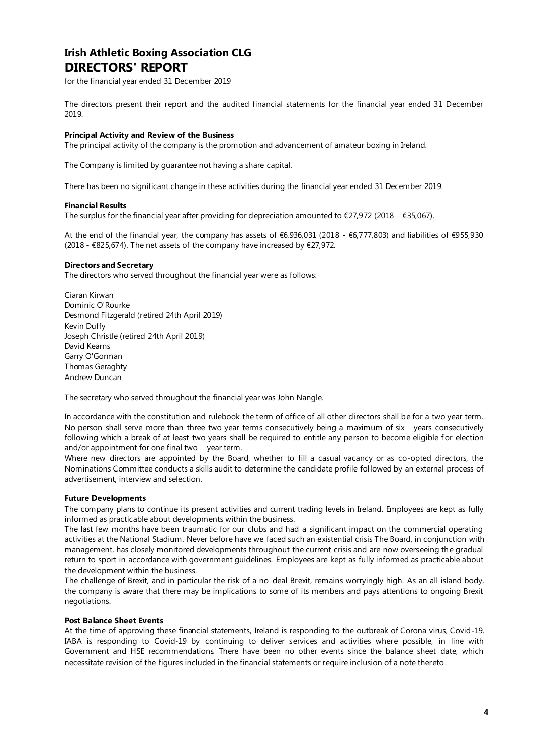# Irish Athletic Boxing Association CLG
# DIRECTORS' REPORT

for the financial year ended 31 December 2019

The directors present their report and the audited financial statements for the financial year ended 31 December 2019.

**Principal Activity and Review of the Business**
The principal activity of the company is the promotion and advancement of amateur boxing in Ireland.

The Company is limited by guarantee not having a share capital.

There has been no significant change in these activities during the financial year ended 31 December 2019.

**Financial Results**
The surplus for the financial year after providing for depreciation amounted to €27,972 (2018 - €35,067).

At the end of the financial year, the company has assets of €6,936,031 (2018 - €6,777,803) and liabilities of €955,930 (2018 - €825,674). The net assets of the company have increased by €27,972.

**Directors and Secretary**
The directors who served throughout the financial year were as follows:

Ciaran Kirwan
Dominic O'Rourke
Desmond Fitzgerald (retired 24th April 2019)
Kevin Duffy
Joseph Christle (retired 24th April 2019)
David Kearns
Garry O'Gorman
Thomas Geraghty
Andrew Duncan

The secretary who served throughout the financial year was John Nangle.

In accordance with the constitution and rulebook the term of office of all other directors shall be for a two year term. No person shall serve more than three two year terms consecutively being a maximum of six years consecutively following which a break of at least two years shall be required to entitle any person to become eligible for election and/or appointment for one final two year term.
Where new directors are appointed by the Board, whether to fill a casual vacancy or as co-opted directors, the Nominations Committee conducts a skills audit to determine the candidate profile followed by an external process of advertisement, interview and selection.

**Future Developments**
The company plans to continue its present activities and current trading levels in Ireland. Employees are kept as fully informed as practicable about developments within the business.
The last few months have been traumatic for our clubs and had a significant impact on the commercial operating activities at the National Stadium. Never before have we faced such an existential crisis The Board, in conjunction with management, has closely monitored developments throughout the current crisis and are now overseeing the gradual return to sport in accordance with government guidelines. Employees are kept as fully informed as practicable about the development within the business.
The challenge of Brexit, and in particular the risk of a no-deal Brexit, remains worryingly high. As an all island body, the company is aware that there may be implications to some of its members and pays attentions to ongoing Brexit negotiations.

**Post Balance Sheet Events**
At the time of approving these financial statements, Ireland is responding to the outbreak of Corona virus, Covid-19. IABA is responding to Covid-19 by continuing to deliver services and activities where possible, in line with Government and HSE recommendations. There have been no other events since the balance sheet date, which necessitate revision of the figures included in the financial statements or require inclusion of a note thereto.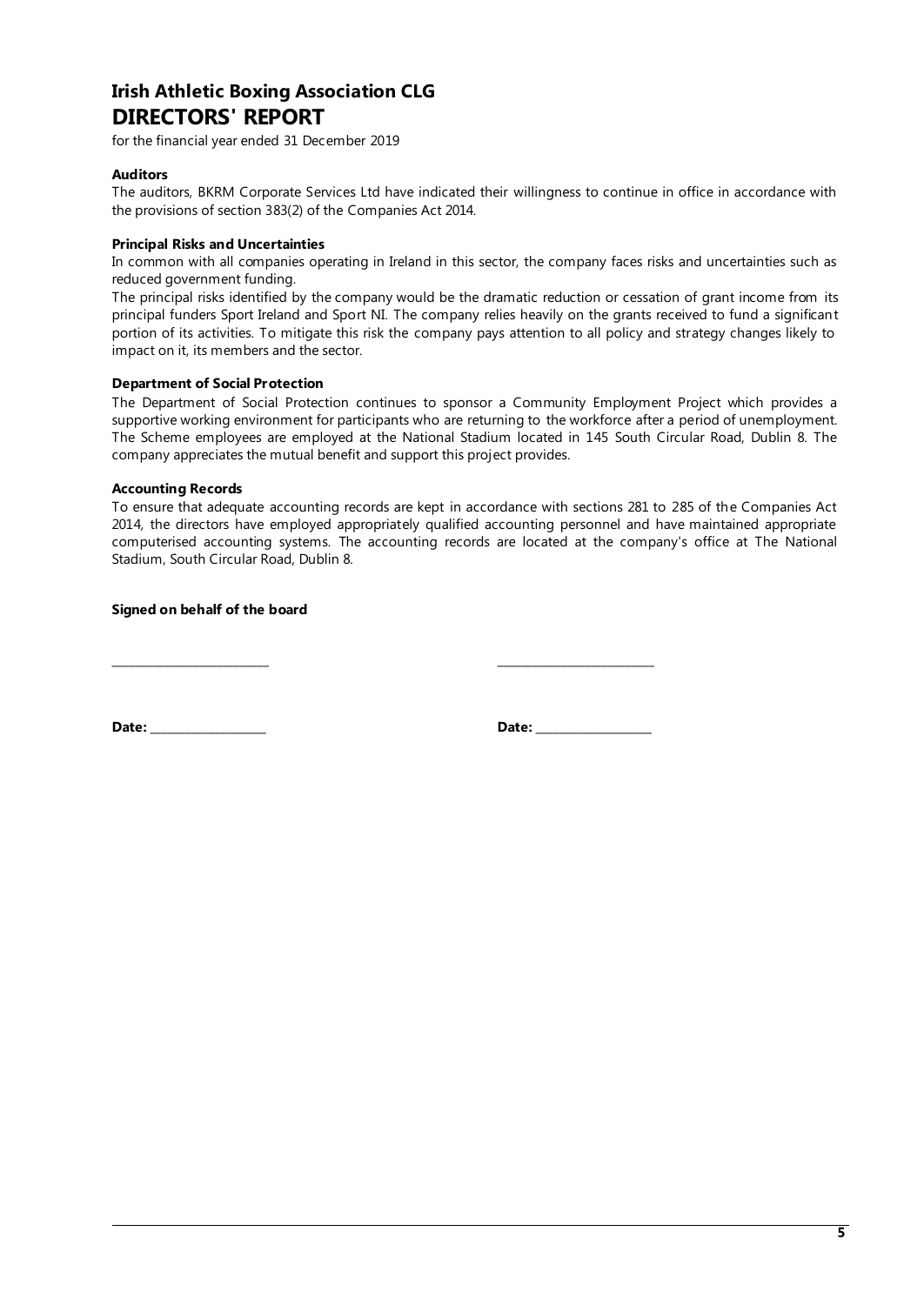# Irish Athletic Boxing Association CLG
# DIRECTORS' REPORT

for the financial year ended 31 December 2019

**Auditors**

The auditors, BKRM Corporate Services Ltd have indicated their willingness to continue in office in accordance with the provisions of section 383(2) of the Companies Act 2014.

**Principal Risks and Uncertainties**

In common with all companies operating in Ireland in this sector, the company faces risks and uncertainties such as reduced government funding.

The principal risks identified by the company would be the dramatic reduction or cessation of grant income from its principal funders Sport Ireland and Sport NI. The company relies heavily on the grants received to fund a significant portion of its activities. To mitigate this risk the company pays attention to all policy and strategy changes likely to impact on it, its members and the sector.

**Department of Social Protection**

The Department of Social Protection continues to sponsor a Community Employment Project which provides a supportive working environment for participants who are returning to the workforce after a period of unemployment. The Scheme employees are employed at the National Stadium located in 145 South Circular Road, Dublin 8. The company appreciates the mutual benefit and support this project provides.

**Accounting Records**

To ensure that adequate accounting records are kept in accordance with sections 281 to 285 of the Companies Act 2014, the directors have employed appropriately qualified accounting personnel and have maintained appropriate computerised accounting systems. The accounting records are located at the company's office at The National Stadium, South Circular Road, Dublin 8.

**Signed on behalf of the board**

\_\_\_\_\_\_\_\_\_\_\_\_\_\_\_\_\_\_\_\_\_\_\_\_ \_\_\_\_\_\_\_\_\_\_\_\_\_\_\_\_\_\_\_\_\_\_\_\_

**Date:** \_\_\_\_\_\_\_\_\_\_\_\_\_\_\_\_ **Date:** \_\_\_\_\_\_\_\_\_\_\_\_\_\_\_\_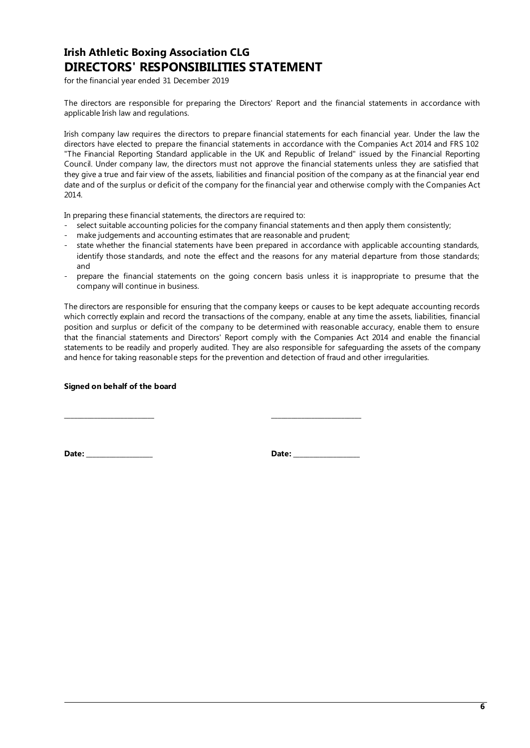# Irish Athletic Boxing Association CLG
# DIRECTORS' RESPONSIBILITIES STATEMENT

for the financial year ended 31 December 2019

The directors are responsible for preparing the Directors' Report and the financial statements in accordance with applicable Irish law and regulations.

Irish company law requires the directors to prepare financial statements for each financial year. Under the law the directors have elected to prepare the financial statements in accordance with the Companies Act 2014 and FRS 102 "The Financial Reporting Standard applicable in the UK and Republic of Ireland" issued by the Financial Reporting Council. Under company law, the directors must not approve the financial statements unless they are satisfied that they give a true and fair view of the assets, liabilities and financial position of the company as at the financial year end date and of the surplus or deficit of the company for the financial year and otherwise comply with the Companies Act 2014.

In preparing these financial statements, the directors are required to:

- select suitable accounting policies for the company financial statements and then apply them consistently;
- make judgements and accounting estimates that are reasonable and prudent;
- state whether the financial statements have been prepared in accordance with applicable accounting standards, identify those standards, and note the effect and the reasons for any material departure from those standards; and
- prepare the financial statements on the going concern basis unless it is inappropriate to presume that the company will continue in business.

The directors are responsible for ensuring that the company keeps or causes to be kept adequate accounting records which correctly explain and record the transactions of the company, enable at any time the assets, liabilities, financial position and surplus or deficit of the company to be determined with reasonable accuracy, enable them to ensure that the financial statements and Directors' Report comply with the Companies Act 2014 and enable the financial statements to be readily and properly audited. They are also responsible for safeguarding the assets of the company and hence for taking reasonable steps for the prevention and detection of fraud and other irregularities.

**Signed on behalf of the board**

\_\_\_\_\_\_\_\_\_\_\_\_\_\_\_\_\_\_\_\_\_\_\_\_ \_\_\_\_\_\_\_\_\_\_\_\_\_\_\_\_\_\_\_\_\_\_\_\_

**Date:** \_\_\_\_\_\_\_\_\_\_\_\_\_\_\_\_ **Date:** \_\_\_\_\_\_\_\_\_\_\_\_\_\_\_\_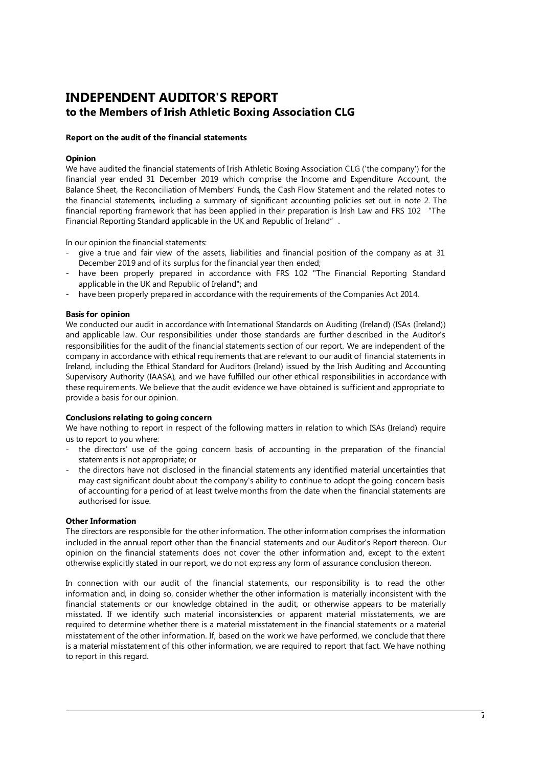# INDEPENDENT AUDITOR'S REPORT
## to the Members of Irish Athletic Boxing Association CLG

**Report on the audit of the financial statements**

**Opinion**

We have audited the financial statements of Irish Athletic Boxing Association CLG ('the company') for the financial year ended 31 December 2019 which comprise the Income and Expenditure Account, the Balance Sheet, the Reconciliation of Members' Funds, the Cash Flow Statement and the related notes to the financial statements, including a summary of significant accounting policies set out in note 2. The financial reporting framework that has been applied in their preparation is Irish Law and FRS 102 "The Financial Reporting Standard applicable in the UK and Republic of Ireland".

In our opinion the financial statements:

- give a true and fair view of the assets, liabilities and financial position of the company as at 31 December 2019 and of its surplus for the financial year then ended;
- have been properly prepared in accordance with FRS 102 "The Financial Reporting Standard applicable in the UK and Republic of Ireland"; and
- have been properly prepared in accordance with the requirements of the Companies Act 2014.

**Basis for opinion**

We conducted our audit in accordance with International Standards on Auditing (Ireland) (ISAs (Ireland)) and applicable law. Our responsibilities under those standards are further described in the Auditor's responsibilities for the audit of the financial statements section of our report. We are independent of the company in accordance with ethical requirements that are relevant to our audit of financial statements in Ireland, including the Ethical Standard for Auditors (Ireland) issued by the Irish Auditing and Accounting Supervisory Authority (IAASA), and we have fulfilled our other ethical responsibilities in accordance with these requirements. We believe that the audit evidence we have obtained is sufficient and appropriate to provide a basis for our opinion.

**Conclusions relating to going concern**

We have nothing to report in respect of the following matters in relation to which ISAs (Ireland) require us to report to you where:

- the directors' use of the going concern basis of accounting in the preparation of the financial statements is not appropriate; or
- the directors have not disclosed in the financial statements any identified material uncertainties that may cast significant doubt about the company's ability to continue to adopt the going concern basis of accounting for a period of at least twelve months from the date when the financial statements are authorised for issue.

**Other Information**

The directors are responsible for the other information. The other information comprises the information included in the annual report other than the financial statements and our Auditor's Report thereon. Our opinion on the financial statements does not cover the other information and, except to the extent otherwise explicitly stated in our report, we do not express any form of assurance conclusion thereon.

In connection with our audit of the financial statements, our responsibility is to read the other information and, in doing so, consider whether the other information is materially inconsistent with the financial statements or our knowledge obtained in the audit, or otherwise appears to be materially misstated. If we identify such material inconsistencies or apparent material misstatements, we are required to determine whether there is a material misstatement in the financial statements or a material misstatement of the other information. If, based on the work we have performed, we conclude that there is a material misstatement of this other information, we are required to report that fact. We have nothing to report in this regard.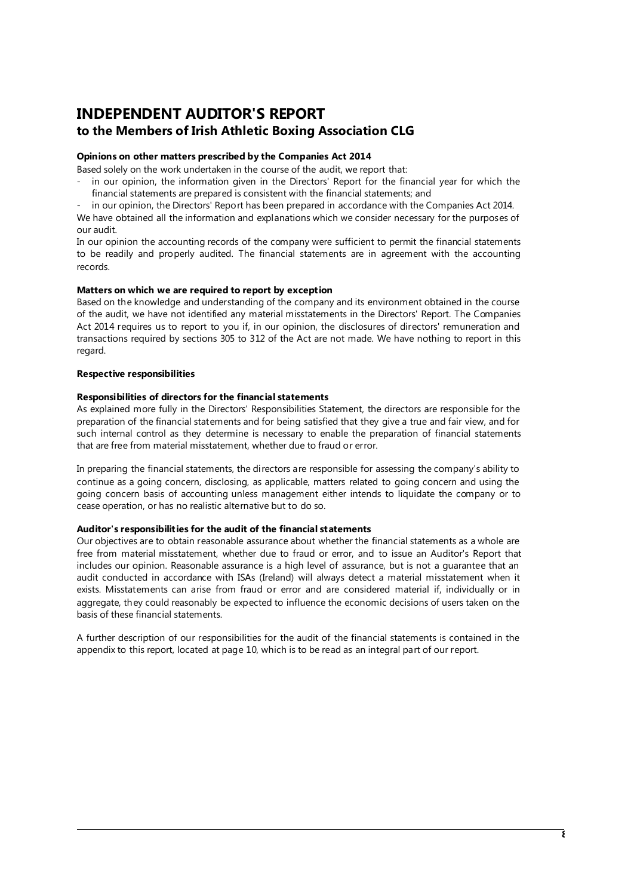# INDEPENDENT AUDITOR'S REPORT
## to the Members of Irish Athletic Boxing Association CLG

**Opinions on other matters prescribed by the Companies Act 2014**

Based solely on the work undertaken in the course of the audit, we report that:

- in our opinion, the information given in the Directors' Report for the financial year for which the financial statements are prepared is consistent with the financial statements; and
- in our opinion, the Directors' Report has been prepared in accordance with the Companies Act 2014.

We have obtained all the information and explanations which we consider necessary for the purposes of our audit.

In our opinion the accounting records of the company were sufficient to permit the financial statements to be readily and properly audited. The financial statements are in agreement with the accounting records.

**Matters on which we are required to report by exception**

Based on the knowledge and understanding of the company and its environment obtained in the course of the audit, we have not identified any material misstatements in the Directors' Report. The Companies Act 2014 requires us to report to you if, in our opinion, the disclosures of directors' remuneration and transactions required by sections 305 to 312 of the Act are not made. We have nothing to report in this regard.

**Respective responsibilities**

**Responsibilities of directors for the financial statements**

As explained more fully in the Directors' Responsibilities Statement, the directors are responsible for the preparation of the financial statements and for being satisfied that they give a true and fair view, and for such internal control as they determine is necessary to enable the preparation of financial statements that are free from material misstatement, whether due to fraud or error.

In preparing the financial statements, the directors are responsible for assessing the company's ability to continue as a going concern, disclosing, as applicable, matters related to going concern and using the going concern basis of accounting unless management either intends to liquidate the company or to cease operation, or has no realistic alternative but to do so.

**Auditor's responsibilities for the audit of the financial statements**

Our objectives are to obtain reasonable assurance about whether the financial statements as a whole are free from material misstatement, whether due to fraud or error, and to issue an Auditor's Report that includes our opinion. Reasonable assurance is a high level of assurance, but is not a guarantee that an audit conducted in accordance with ISAs (Ireland) will always detect a material misstatement when it exists. Misstatements can arise from fraud or error and are considered material if, individually or in aggregate, they could reasonably be expected to influence the economic decisions of users taken on the basis of these financial statements.

A further description of our responsibilities for the audit of the financial statements is contained in the appendix to this report, located at page 10, which is to be read as an integral part of our report.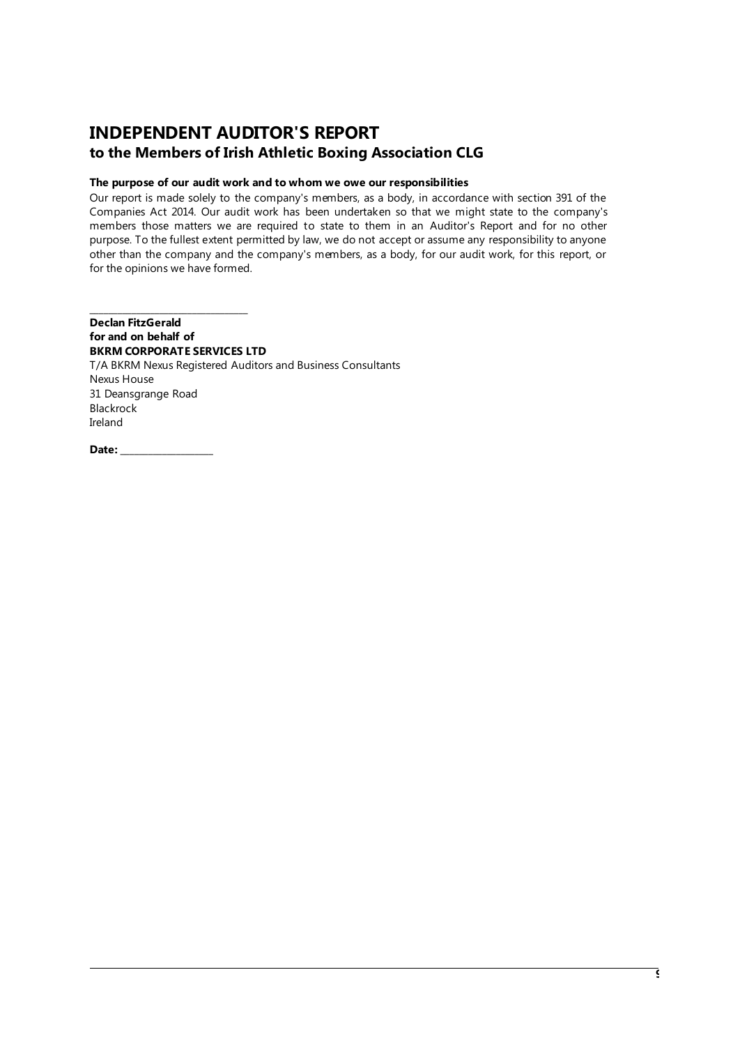# INDEPENDENT AUDITOR'S REPORT
## to the Members of Irish Athletic Boxing Association CLG

**The purpose of our audit work and to whom we owe our responsibilities**

Our report is made solely to the company's members, as a body, in accordance with section 391 of the Companies Act 2014. Our audit work has been undertaken so that we might state to the company's members those matters we are required to state to them in an Auditor's Report and for no other purpose. To the fullest extent permitted by law, we do not accept or assume any responsibility to anyone other than the company and the company's members, as a body, for our audit work, for this report, or for the opinions we have formed.

\_\_\_\_\_\_\_\_\_\_\_\_\_\_\_\_\_\_\_\_\_\_\_\_\_\_\_\_\_\_\_\_

**Declan FitzGerald**
**for and on behalf of**
**BKRM CORPORATE SERVICES LTD**
T/A BKRM Nexus Registered Auditors and Business Consultants
Nexus House
31 Deansgrange Road
Blackrock
Ireland

**Date:** \_\_\_\_\_\_\_\_\_\_\_\_\_\_\_\_\_\_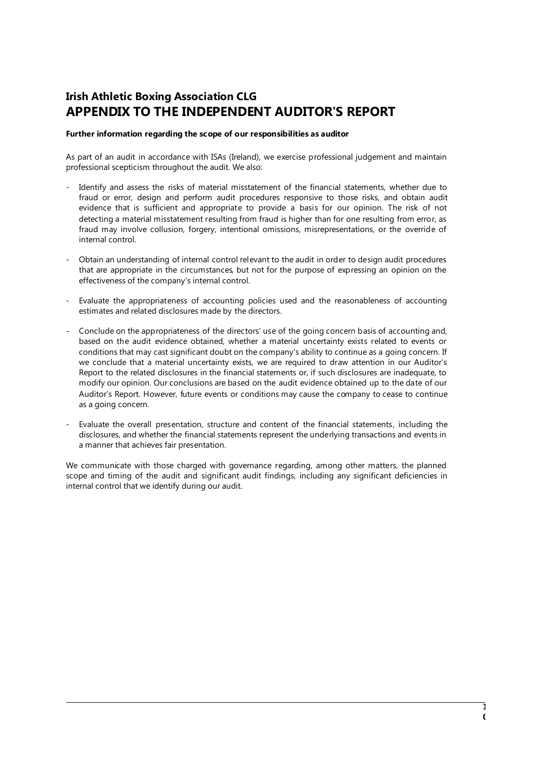# Irish Athletic Boxing Association CLG
# APPENDIX TO THE INDEPENDENT AUDITOR'S REPORT

**Further information regarding the scope of our responsibilities as auditor**

As part of an audit in accordance with ISAs (Ireland), we exercise professional judgement and maintain professional scepticism throughout the audit. We also:

- Identify and assess the risks of material misstatement of the financial statements, whether due to fraud or error, design and perform audit procedures responsive to those risks, and obtain audit evidence that is sufficient and appropriate to provide a basis for our opinion. The risk of not detecting a material misstatement resulting from fraud is higher than for one resulting from error, as fraud may involve collusion, forgery, intentional omissions, misrepresentations, or the override of internal control.

- Obtain an understanding of internal control relevant to the audit in order to design audit procedures that are appropriate in the circumstances, but not for the purpose of expressing an opinion on the effectiveness of the company's internal control.

- Evaluate the appropriateness of accounting policies used and the reasonableness of accounting estimates and related disclosures made by the directors.

- Conclude on the appropriateness of the directors' use of the going concern basis of accounting and, based on the audit evidence obtained, whether a material uncertainty exists related to events or conditions that may cast significant doubt on the company's ability to continue as a going concern. If we conclude that a material uncertainty exists, we are required to draw attention in our Auditor's Report to the related disclosures in the financial statements or, if such disclosures are inadequate, to modify our opinion. Our conclusions are based on the audit evidence obtained up to the date of our Auditor's Report. However, future events or conditions may cause the company to cease to continue as a going concern.

- Evaluate the overall presentation, structure and content of the financial statements, including the disclosures, and whether the financial statements represent the underlying transactions and events in a manner that achieves fair presentation.

We communicate with those charged with governance regarding, among other matters, the planned scope and timing of the audit and significant audit findings, including any significant deficiencies in internal control that we identify during our audit.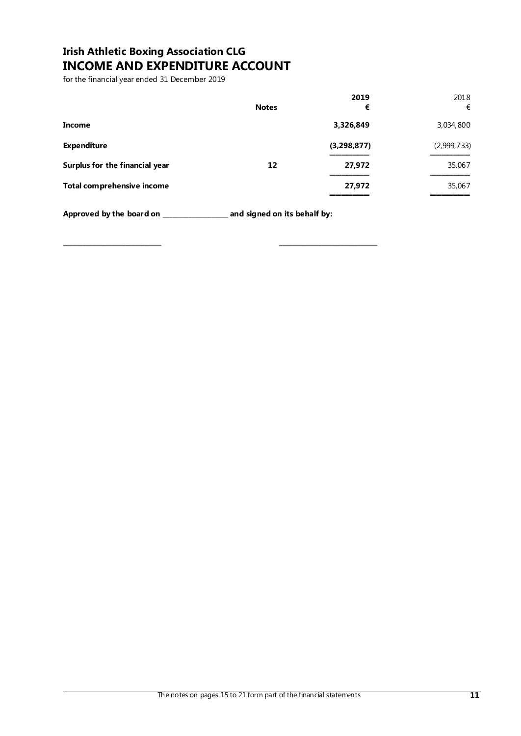# Irish Athletic Boxing Association CLG

## INCOME AND EXPENDITURE ACCOUNT

for the financial year ended 31 December 2019

| | Notes | 2019<br>€ | 2018<br>€ |
|---|---|---|---|
| **Income** | | **3,326,849** | 3,034,800 |
| **Expenditure** | | **(3,298,877)** | (2,999,733) |
| **Surplus for the financial year** | **12** | **27,972** | 35,067 |
| **Total comprehensive income** | | **27,972** | 35,067 |

**Approved by the board on __________________ and signed on its behalf by:**

____________________________ ____________________________

The notes on pages 15 to 21 form part of the financial statements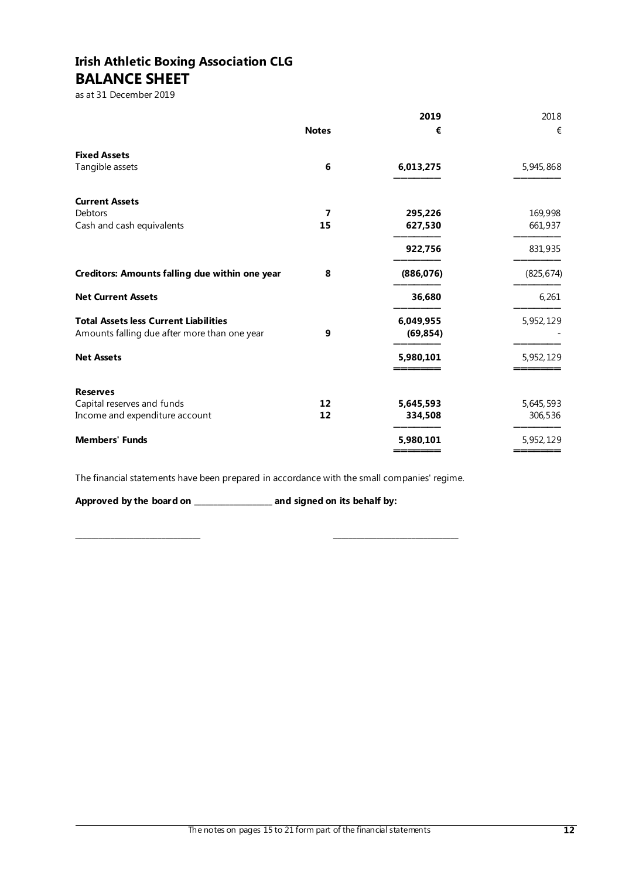# Irish Athletic Boxing Association CLG
## BALANCE SHEET

as at 31 December 2019

| | Notes | 2019 € | 2018 € |
|---|---|---|---|
| **Fixed Assets** | | | |
| Tangible assets | 6 | **6,013,275** | 5,945,868 |
| **Current Assets** | | | |
| Debtors | 7 | **295,226** | 169,998 |
| Cash and cash equivalents | 15 | **627,530** | 661,937 |
| | | **922,756** | 831,935 |
| **Creditors: Amounts falling due within one year** | 8 | **(886,076)** | (825,674) |
| **Net Current Assets** | | **36,680** | 6,261 |
| **Total Assets less Current Liabilities** | | **6,049,955** | 5,952,129 |
| Amounts falling due after more than one year | 9 | **(69,854)** | - |
| **Net Assets** | | **5,980,101** | 5,952,129 |
| **Reserves** | | | |
| Capital reserves and funds | 12 | **5,645,593** | 5,645,593 |
| Income and expenditure account | 12 | **334,508** | 306,536 |
| **Members' Funds** | | **5,980,101** | 5,952,129 |

The financial statements have been prepared in accordance with the small companies' regime.

**Approved by the board on \_\_\_\_\_\_\_\_\_\_\_\_\_\_\_\_\_\_ and signed on its behalf by:**

\_\_\_\_\_\_\_\_\_\_\_\_\_\_\_\_\_\_\_\_\_\_\_\_\_\_\_\_\_\_ \_\_\_\_\_\_\_\_\_\_\_\_\_\_\_\_\_\_\_\_\_\_\_\_\_\_\_\_\_\_

The notes on pages 15 to 21 form part of the financial statements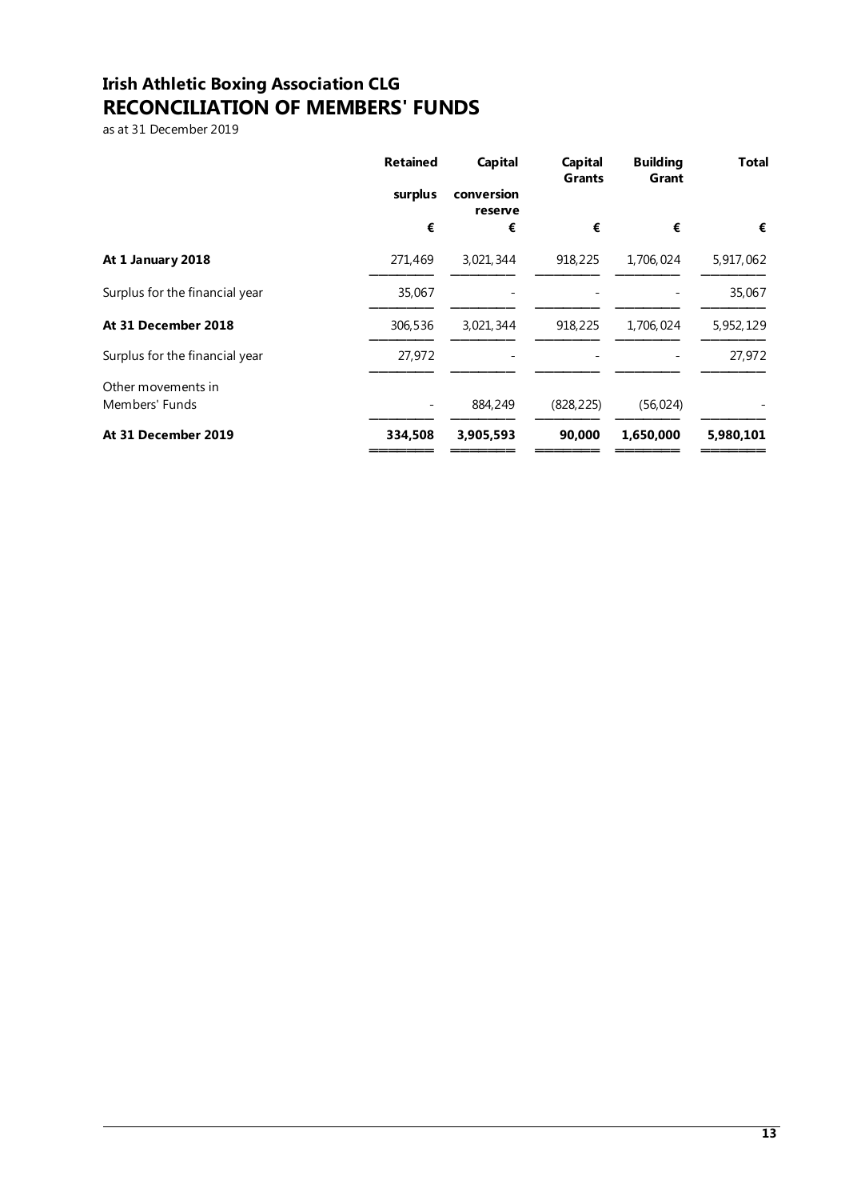# Irish Athletic Boxing Association CLG
# RECONCILIATION OF MEMBERS' FUNDS

as at 31 December 2019

| | Retained surplus | Capital conversion reserve | Capital Grants | Building Grant | Total |
|---|---|---|---|---|---|
| | € | € | € | € | € |
| **At 1 January 2018** | 271,469 | 3,021,344 | 918,225 | 1,706,024 | 5,917,062 |
| Surplus for the financial year | 35,067 | - | - | - | 35,067 |
| **At 31 December 2018** | 306,536 | 3,021,344 | 918,225 | 1,706,024 | 5,952,129 |
| Surplus for the financial year | 27,972 | - | - | - | 27,972 |
| Other movements in Members' Funds | - | 884,249 | (828,225) | (56,024) | - |
| **At 31 December 2019** | **334,508** | **3,905,593** | **90,000** | **1,650,000** | **5,980,101** |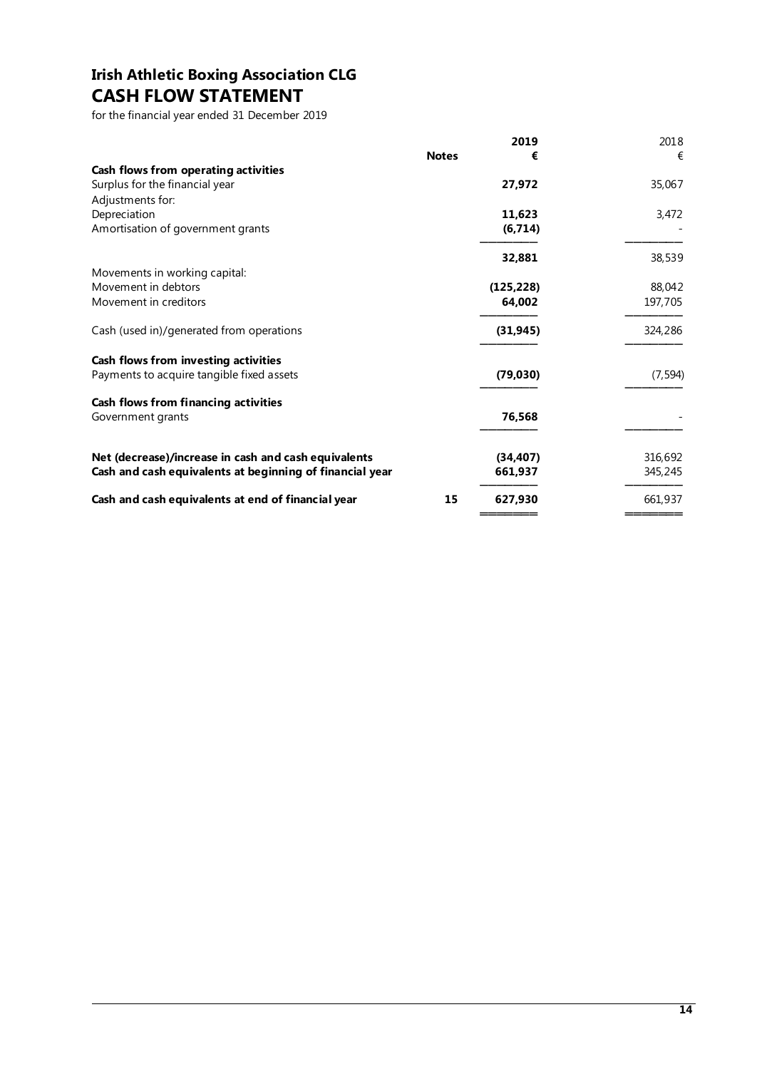# Irish Athletic Boxing Association CLG

## CASH FLOW STATEMENT

for the financial year ended 31 December 2019

| | Notes | 2019 € | 2018 € |
|---|---|---|---|
| **Cash flows from operating activities** | | | |
| Surplus for the financial year | | **27,972** | 35,067 |
| Adjustments for: | | | |
| Depreciation | | **11,623** | 3,472 |
| Amortisation of government grants | | **(6,714)** | - |
| | | **32,881** | 38,539 |
| Movements in working capital: | | | |
| Movement in debtors | | **(125,228)** | 88,042 |
| Movement in creditors | | **64,002** | 197,705 |
| Cash (used in)/generated from operations | | **(31,945)** | 324,286 |
| **Cash flows from investing activities** | | | |
| Payments to acquire tangible fixed assets | | **(79,030)** | (7,594) |
| **Cash flows from financing activities** | | | |
| Government grants | | **76,568** | - |
| **Net (decrease)/increase in cash and cash equivalents** | | **(34,407)** | 316,692 |
| **Cash and cash equivalents at beginning of financial year** | | **661,937** | 345,245 |
| **Cash and cash equivalents at end of financial year** | **15** | **627,930** | 661,937 |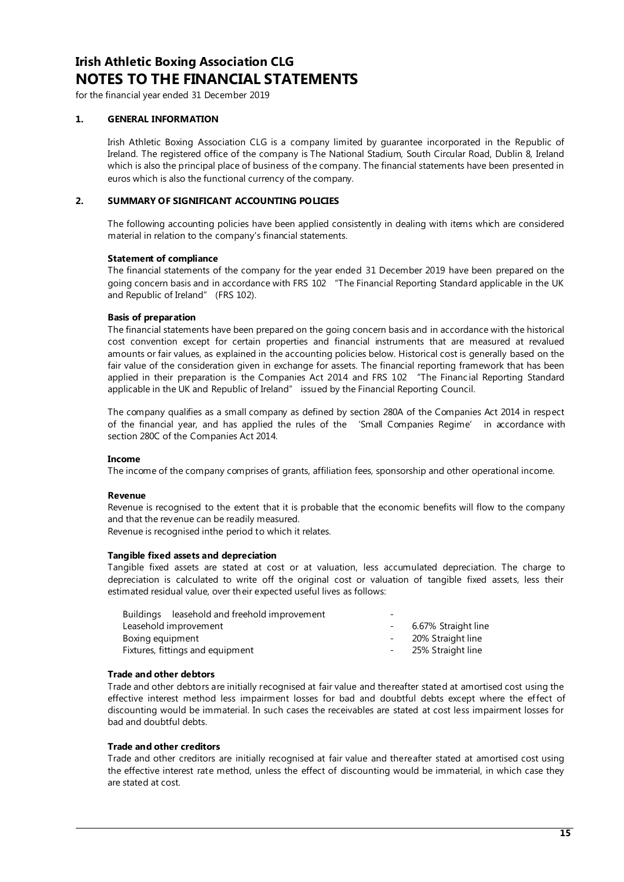# Irish Athletic Boxing Association CLG
# NOTES TO THE FINANCIAL STATEMENTS

for the financial year ended 31 December 2019

## 1. GENERAL INFORMATION

Irish Athletic Boxing Association CLG is a company limited by guarantee incorporated in the Republic of Ireland. The registered office of the company is The National Stadium, South Circular Road, Dublin 8, Ireland which is also the principal place of business of the company. The financial statements have been presented in euros which is also the functional currency of the company.

## 2. SUMMARY OF SIGNIFICANT ACCOUNTING POLICIES

The following accounting policies have been applied consistently in dealing with items which are considered material in relation to the company's financial statements.

**Statement of compliance**

The financial statements of the company for the year ended 31 December 2019 have been prepared on the going concern basis and in accordance with FRS 102 "The Financial Reporting Standard applicable in the UK and Republic of Ireland" (FRS 102).

**Basis of preparation**

The financial statements have been prepared on the going concern basis and in accordance with the historical cost convention except for certain properties and financial instruments that are measured at revalued amounts or fair values, as explained in the accounting policies below. Historical cost is generally based on the fair value of the consideration given in exchange for assets. The financial reporting framework that has been applied in their preparation is the Companies Act 2014 and FRS 102 "The Financial Reporting Standard applicable in the UK and Republic of Ireland" issued by the Financial Reporting Council.

The company qualifies as a small company as defined by section 280A of the Companies Act 2014 in respect of the financial year, and has applied the rules of the 'Small Companies Regime' in accordance with section 280C of the Companies Act 2014.

**Income**

The income of the company comprises of grants, affiliation fees, sponsorship and other operational income.

**Revenue**

Revenue is recognised to the extent that it is probable that the economic benefits will flow to the company and that the revenue can be readily measured.
Revenue is recognised inthe period to which it relates.

**Tangible fixed assets and depreciation**

Tangible fixed assets are stated at cost or at valuation, less accumulated depreciation. The charge to depreciation is calculated to write off the original cost or valuation of tangible fixed assets, less their estimated residual value, over their expected useful lives as follows:

| | | |
|---|---|---|
| Buildings leasehold and freehold improvement | - | |
| Leasehold improvement | - | 6.67% Straight line |
| Boxing equipment | - | 20% Straight line |
| Fixtures, fittings and equipment | - | 25% Straight line |

**Trade and other debtors**

Trade and other debtors are initially recognised at fair value and thereafter stated at amortised cost using the effective interest method less impairment losses for bad and doubtful debts except where the effect of discounting would be immaterial. In such cases the receivables are stated at cost less impairment losses for bad and doubtful debts.

**Trade and other creditors**

Trade and other creditors are initially recognised at fair value and thereafter stated at amortised cost using the effective interest rate method, unless the effect of discounting would be immaterial, in which case they are stated at cost.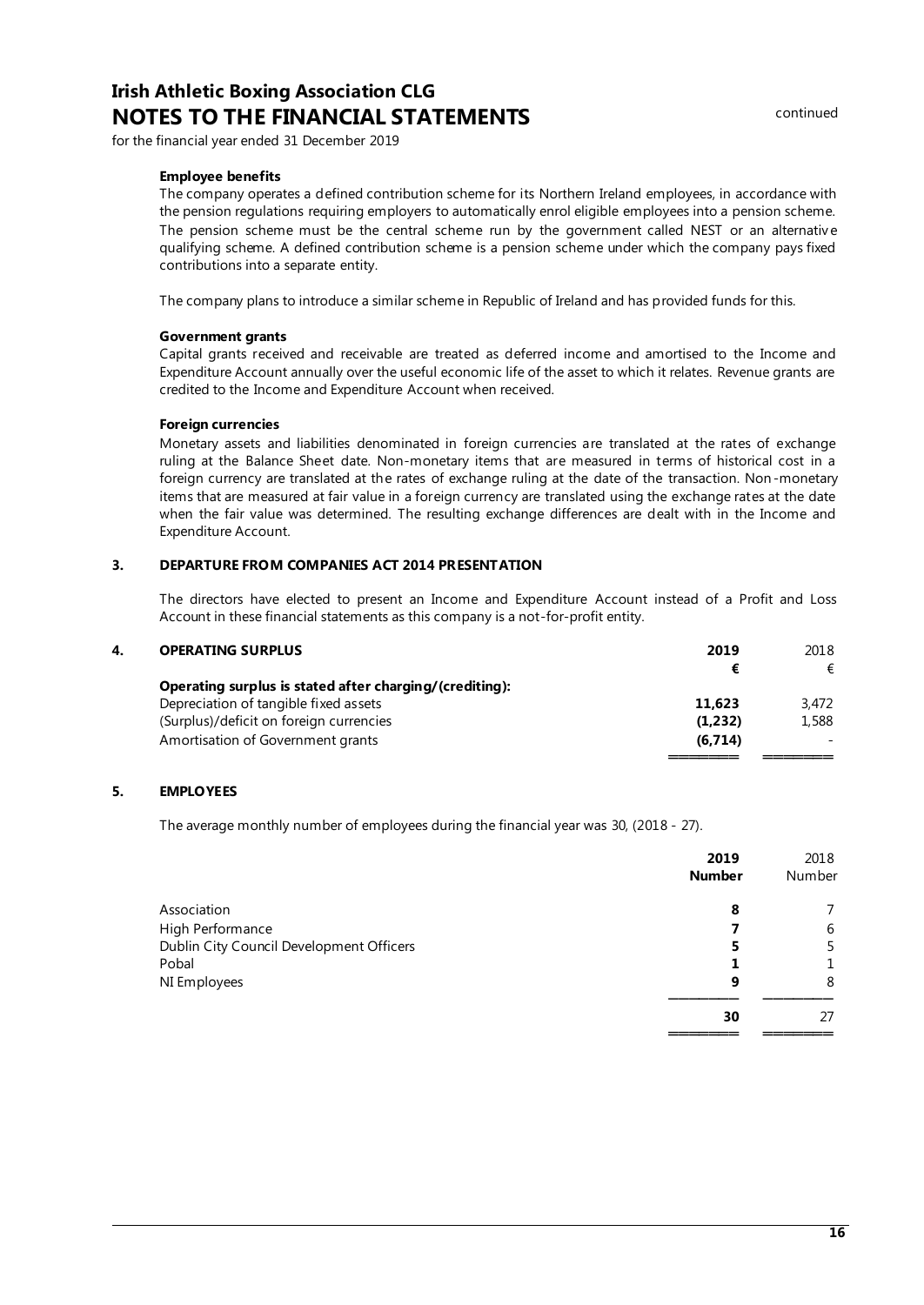# Irish Athletic Boxing Association CLG
## NOTES TO THE FINANCIAL STATEMENTS

continued

for the financial year ended 31 December 2019

**Employee benefits**

The company operates a defined contribution scheme for its Northern Ireland employees, in accordance with the pension regulations requiring employers to automatically enrol eligible employees into a pension scheme. The pension scheme must be the central scheme run by the government called NEST or an alternative qualifying scheme. A defined contribution scheme is a pension scheme under which the company pays fixed contributions into a separate entity.

The company plans to introduce a similar scheme in Republic of Ireland and has provided funds for this.

**Government grants**

Capital grants received and receivable are treated as deferred income and amortised to the Income and Expenditure Account annually over the useful economic life of the asset to which it relates. Revenue grants are credited to the Income and Expenditure Account when received.

**Foreign currencies**

Monetary assets and liabilities denominated in foreign currencies are translated at the rates of exchange ruling at the Balance Sheet date. Non-monetary items that are measured in terms of historical cost in a foreign currency are translated at the rates of exchange ruling at the date of the transaction. Non-monetary items that are measured at fair value in a foreign currency are translated using the exchange rates at the date when the fair value was determined. The resulting exchange differences are dealt with in the Income and Expenditure Account.

### 3. DEPARTURE FROM COMPANIES ACT 2014 PRESENTATION

The directors have elected to present an Income and Expenditure Account instead of a Profit and Loss Account in these financial statements as this company is a not-for-profit entity.

### 4. OPERATING SURPLUS

| | **2019** | 2018 |
|---|---|---|
| | **€** | € |
| **Operating surplus is stated after charging/(crediting):** | | |
| Depreciation of tangible fixed assets | **11,623** | 3,472 |
| (Surplus)/deficit on foreign currencies | **(1,232)** | 1,588 |
| Amortisation of Government grants | **(6,714)** | - |

### 5. EMPLOYEES

The average monthly number of employees during the financial year was 30, (2018 - 27).

| | **2019** | 2018 |
|---|---|---|
| | **Number** | Number |
| Association | **8** | 7 |
| High Performance | **7** | 6 |
| Dublin City Council Development Officers | **5** | 5 |
| Pobal | **1** | 1 |
| NI Employees | **9** | 8 |
| | **30** | 27 |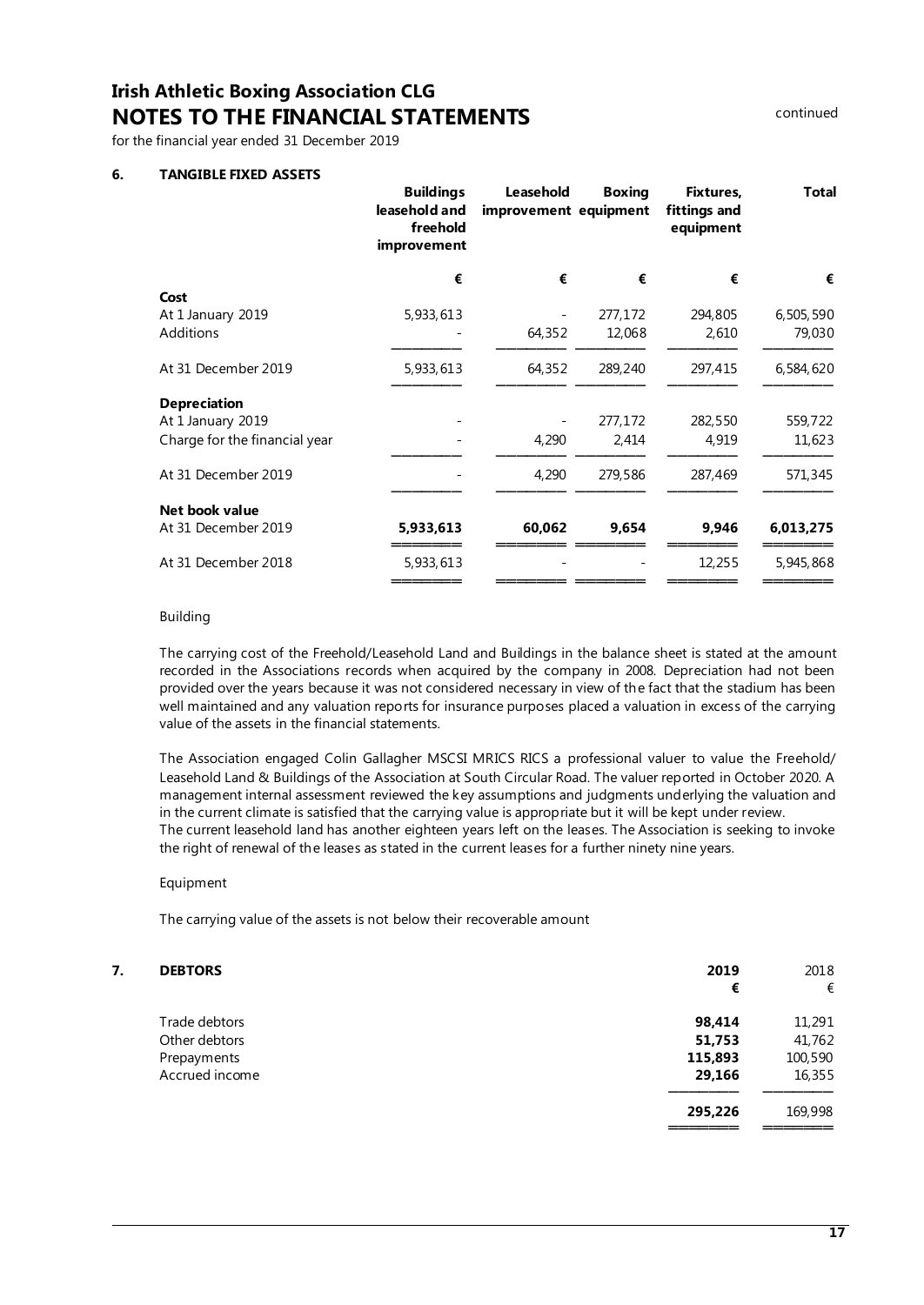# Irish Athletic Boxing Association CLG
## NOTES TO THE FINANCIAL STATEMENTS

continued

for the financial year ended 31 December 2019

### 6. TANGIBLE FIXED ASSETS

| | Buildings leasehold and freehold improvement | Leasehold improvement | Boxing equipment | Fixtures, fittings and equipment | Total |
|---|---|---|---|---|---|
| | € | € | € | € | € |
| **Cost** | | | | | |
| At 1 January 2019 | 5,933,613 | - | 277,172 | 294,805 | 6,505,590 |
| Additions | - | 64,352 | 12,068 | 2,610 | 79,030 |
| At 31 December 2019 | 5,933,613 | 64,352 | 289,240 | 297,415 | 6,584,620 |
| **Depreciation** | | | | | |
| At 1 January 2019 | - | - | 277,172 | 282,550 | 559,722 |
| Charge for the financial year | - | 4,290 | 2,414 | 4,919 | 11,623 |
| At 31 December 2019 | - | 4,290 | 279,586 | 287,469 | 571,345 |
| **Net book value** | | | | | |
| At 31 December 2019 | **5,933,613** | **60,062** | **9,654** | **9,946** | **6,013,275** |
| At 31 December 2018 | 5,933,613 | - | - | 12,255 | 5,945,868 |

Building

The carrying cost of the Freehold/Leasehold Land and Buildings in the balance sheet is stated at the amount recorded in the Associations records when acquired by the company in 2008. Depreciation had not been provided over the years because it was not considered necessary in view of the fact that the stadium has been well maintained and any valuation reports for insurance purposes placed a valuation in excess of the carrying value of the assets in the financial statements.

The Association engaged Colin Gallagher MSCSI MRICS RICS a professional valuer to value the Freehold/ Leasehold Land & Buildings of the Association at South Circular Road. The valuer reported in October 2020. A management internal assessment reviewed the key assumptions and judgments underlying the valuation and in the current climate is satisfied that the carrying value is appropriate but it will be kept under review.
The current leasehold land has another eighteen years left on the leases. The Association is seeking to invoke the right of renewal of the leases as stated in the current leases for a further ninety nine years.

Equipment

The carrying value of the assets is not below their recoverable amount

### 7. DEBTORS

| | 2019 | 2018 |
|---|---|---|
| | € | € |
| Trade debtors | **98,414** | 11,291 |
| Other debtors | **51,753** | 41,762 |
| Prepayments | **115,893** | 100,590 |
| Accrued income | **29,166** | 16,355 |
| | **295,226** | 169,998 |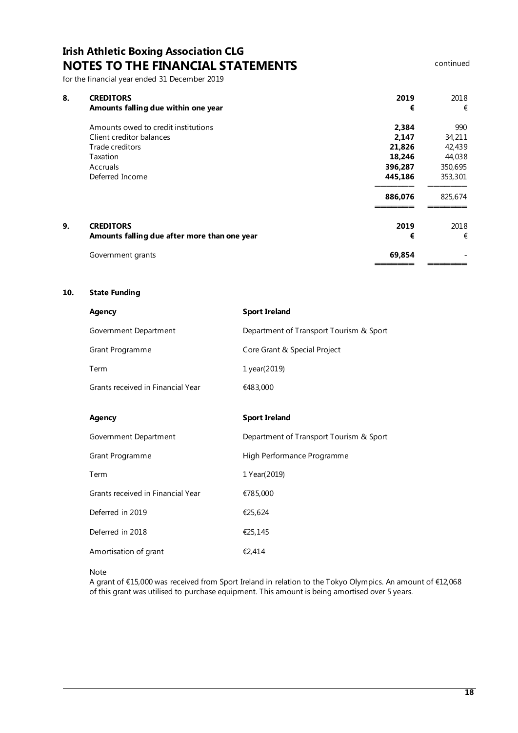# Irish Athletic Boxing Association CLG
## NOTES TO THE FINANCIAL STATEMENTS

continued

for the financial year ended 31 December 2019

| | | 2019 | 2018 |
|---|---|---|---|
| **8.** | **CREDITORS** | | |
| | **Amounts falling due within one year** | **€** | € |
| | Amounts owed to credit institutions | **2,384** | 990 |
| | Client creditor balances | **2,147** | 34,211 |
| | Trade creditors | **21,826** | 42,439 |
| | Taxation | **18,246** | 44,038 |
| | Accruals | **396,287** | 350,695 |
| | Deferred Income | **445,186** | 353,301 |
| | | **886,076** | 825,674 |

| | | 2019 | 2018 |
|---|---|---|---|
| **9.** | **CREDITORS** | | |
| | **Amounts falling due after more than one year** | **€** | € |
| | Government grants | **69,854** | - |

**10. State Funding**

| **Agency** | **Sport Ireland** |
|---|---|
| Government Department | Department of Transport Tourism & Sport |
| Grant Programme | Core Grant & Special Project |
| Term | 1 year(2019) |
| Grants received in Financial Year | €483,000 |

| **Agency** | **Sport Ireland** |
|---|---|
| Government Department | Department of Transport Tourism & Sport |
| Grant Programme | High Performance Programme |
| Term | 1 Year(2019) |
| Grants received in Financial Year | €785,000 |
| Deferred in 2019 | €25,624 |
| Deferred in 2018 | €25,145 |
| Amortisation of grant | €2,414 |

Note

A grant of €15,000 was received from Sport Ireland in relation to the Tokyo Olympics. An amount of €12,068 of this grant was utilised to purchase equipment. This amount is being amortised over 5 years.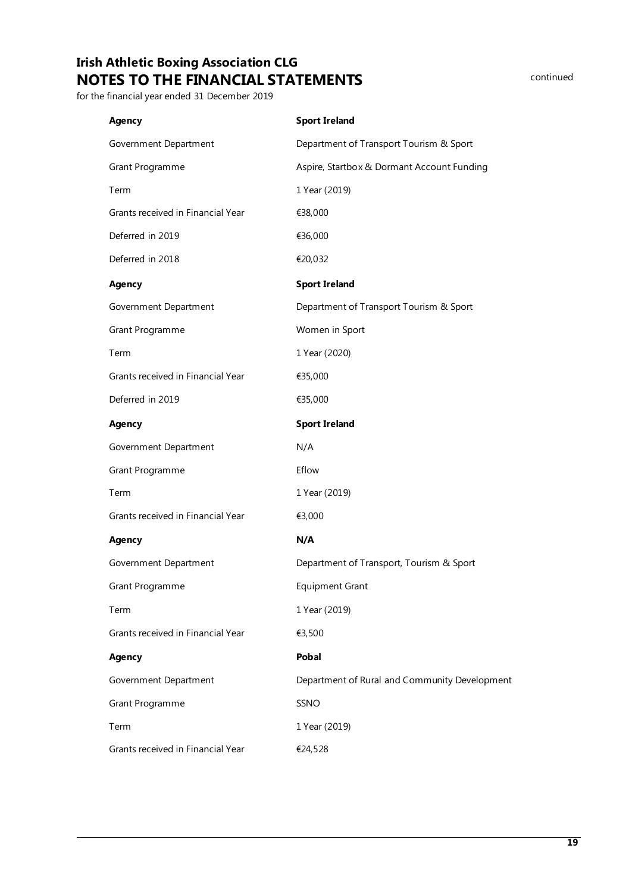# Irish Athletic Boxing Association CLG
## NOTES TO THE FINANCIAL STATEMENTS

continued

for the financial year ended 31 December 2019

| **Agency** | **Sport Ireland** |
|---|---|
| Government Department | Department of Transport Tourism & Sport |
| Grant Programme | Aspire, Startbox & Dormant Account Funding |
| Term | 1 Year (2019) |
| Grants received in Financial Year | €38,000 |
| Deferred in 2019 | €36,000 |
| Deferred in 2018 | €20,032 |

| **Agency** | **Sport Ireland** |
|---|---|
| Government Department | Department of Transport Tourism & Sport |
| Grant Programme | Women in Sport |
| Term | 1 Year (2020) |
| Grants received in Financial Year | €35,000 |
| Deferred in 2019 | €35,000 |

| **Agency** | **Sport Ireland** |
|---|---|
| Government Department | N/A |
| Grant Programme | Eflow |
| Term | 1 Year (2019) |
| Grants received in Financial Year | €3,000 |

| **Agency** | **N/A** |
|---|---|
| Government Department | Department of Transport, Tourism & Sport |
| Grant Programme | Equipment Grant |
| Term | 1 Year (2019) |
| Grants received in Financial Year | €3,500 |

| **Agency** | **Pobal** |
|---|---|
| Government Department | Department of Rural and Community Development |
| Grant Programme | SSNO |
| Term | 1 Year (2019) |
| Grants received in Financial Year | €24,528 |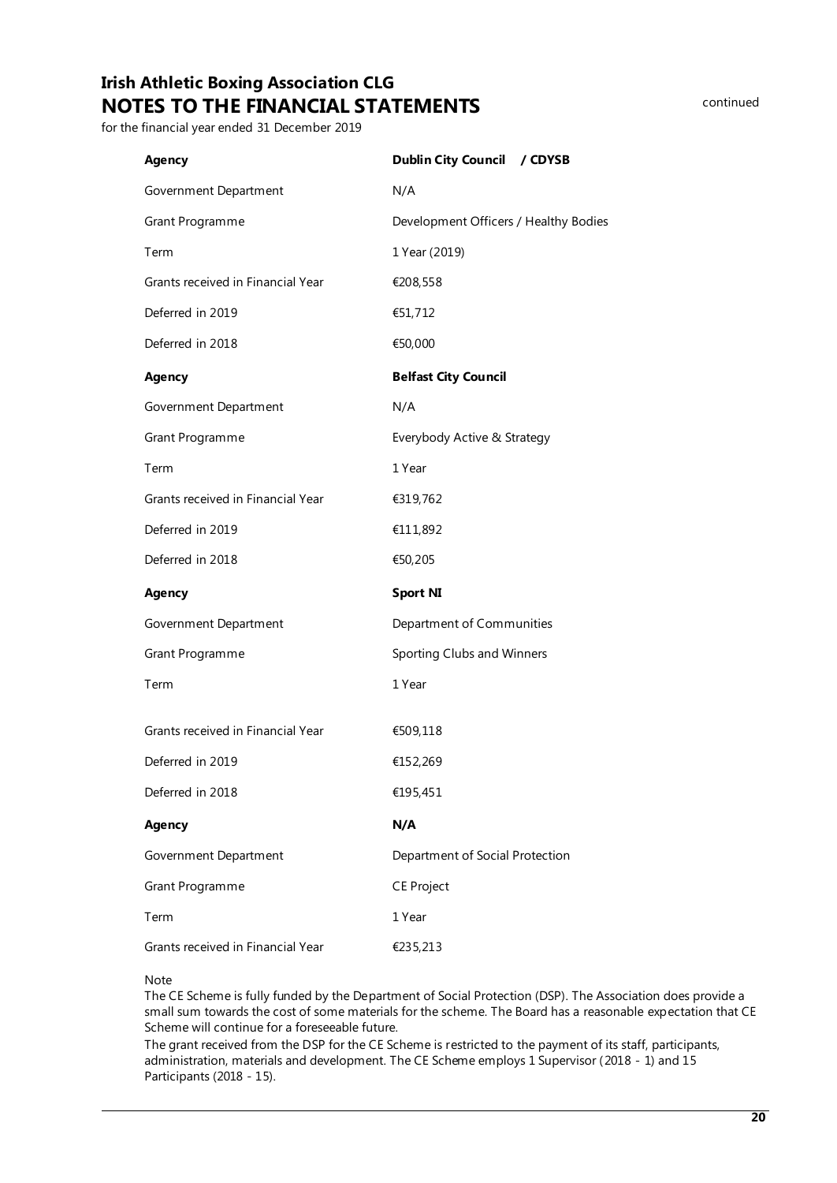# Irish Athletic Boxing Association CLG
## NOTES TO THE FINANCIAL STATEMENTS

continued

for the financial year ended 31 December 2019

| Agency | Dublin City Council / CDYSB |
|---|---|
| Government Department | N/A |
| Grant Programme | Development Officers / Healthy Bodies |
| Term | 1 Year (2019) |
| Grants received in Financial Year | €208,558 |
| Deferred in 2019 | €51,712 |
| Deferred in 2018 | €50,000 |
| **Agency** | **Belfast City Council** |
| Government Department | N/A |
| Grant Programme | Everybody Active & Strategy |
| Term | 1 Year |
| Grants received in Financial Year | €319,762 |
| Deferred in 2019 | €111,892 |
| Deferred in 2018 | €50,205 |
| **Agency** | **Sport NI** |
| Government Department | Department of Communities |
| Grant Programme | Sporting Clubs and Winners |
| Term | 1 Year |
| Grants received in Financial Year | €509,118 |
| Deferred in 2019 | €152,269 |
| Deferred in 2018 | €195,451 |
| **Agency** | **N/A** |
| Government Department | Department of Social Protection |
| Grant Programme | CE Project |
| Term | 1 Year |
| Grants received in Financial Year | €235,213 |

Note

The CE Scheme is fully funded by the Department of Social Protection (DSP). The Association does provide a small sum towards the cost of some materials for the scheme. The Board has a reasonable expectation that CE Scheme will continue for a foreseeable future.

The grant received from the DSP for the CE Scheme is restricted to the payment of its staff, participants, administration, materials and development. The CE Scheme employs 1 Supervisor (2018 - 1) and 15 Participants (2018 - 15).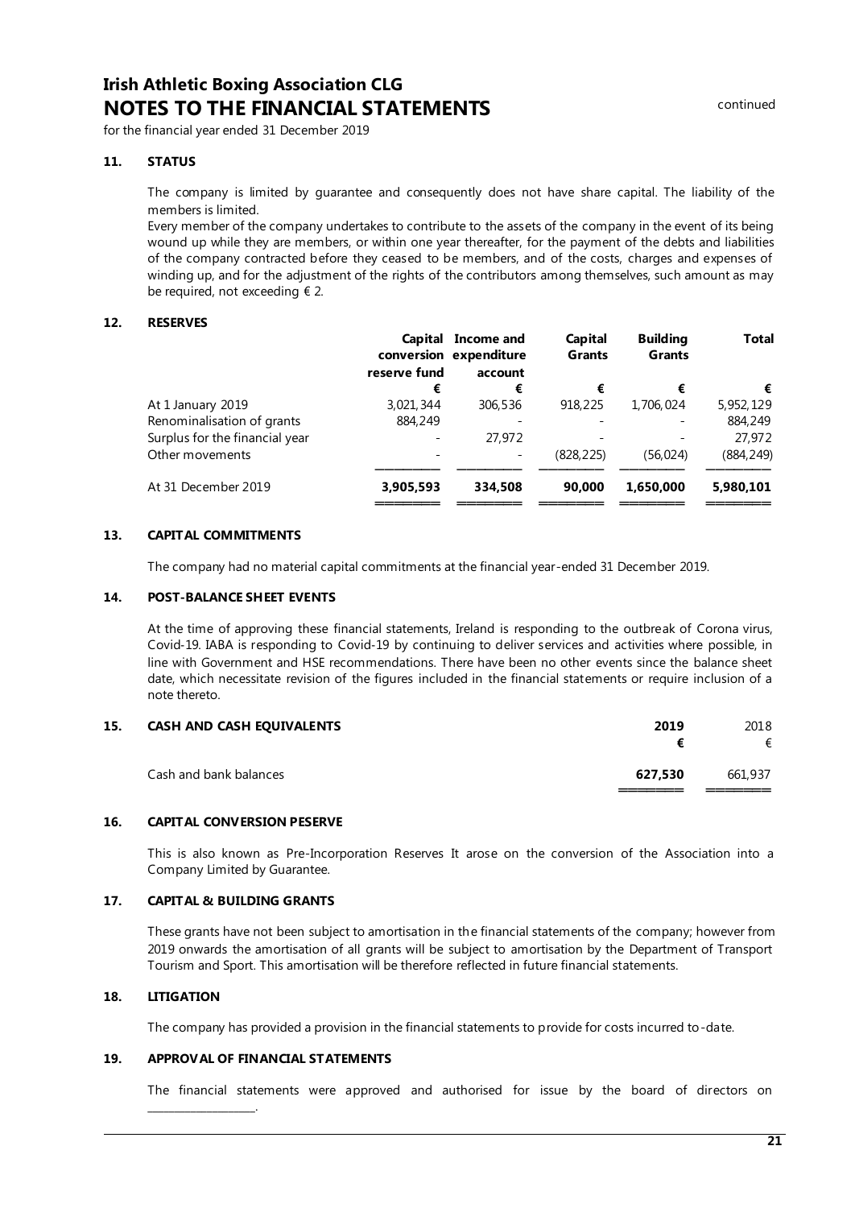# Irish Athletic Boxing Association CLG
## NOTES TO THE FINANCIAL STATEMENTS

continued

for the financial year ended 31 December 2019

### 11. STATUS

The company is limited by guarantee and consequently does not have share capital. The liability of the members is limited.
Every member of the company undertakes to contribute to the assets of the company in the event of its being wound up while they are members, or within one year thereafter, for the payment of the debts and liabilities of the company contracted before they ceased to be members, and of the costs, charges and expenses of winding up, and for the adjustment of the rights of the contributors among themselves, such amount as may be required, not exceeding € 2.

### 12. RESERVES

| | Capital conversion reserve fund | Income and expenditure account | Capital Grants | Building Grants | Total |
|---|---|---|---|---|---|
| | € | € | € | € | € |
| At 1 January 2019 | 3,021,344 | 306,536 | 918,225 | 1,706,024 | 5,952,129 |
| Renominalisation of grants | 884,249 | - | - | - | 884,249 |
| Surplus for the financial year | - | 27,972 | - | - | 27,972 |
| Other movements | - | - | (828,225) | (56,024) | (884,249) |
| At 31 December 2019 | **3,905,593** | **334,508** | **90,000** | **1,650,000** | **5,980,101** |

### 13. CAPITAL COMMITMENTS

The company had no material capital commitments at the financial year-ended 31 December 2019.

### 14. POST-BALANCE SHEET EVENTS

At the time of approving these financial statements, Ireland is responding to the outbreak of Corona virus, Covid-19. IABA is responding to Covid-19 by continuing to deliver services and activities where possible, in line with Government and HSE recommendations. There have been no other events since the balance sheet date, which necessitate revision of the figures included in the financial statements or require inclusion of a note thereto.

### 15. CASH AND CASH EQUIVALENTS

| | 2019 | 2018 |
|---|---|---|
| | € | € |
| Cash and bank balances | **627,530** | 661,937 |

### 16. CAPITAL CONVERSION PESERVE

This is also known as Pre-Incorporation Reserves It arose on the conversion of the Association into a Company Limited by Guarantee.

### 17. CAPITAL & BUILDING GRANTS

These grants have not been subject to amortisation in the financial statements of the company; however from 2019 onwards the amortisation of all grants will be subject to amortisation by the Department of Transport Tourism and Sport. This amortisation will be therefore reflected in future financial statements.

### 18. LITIGATION

The company has provided a provision in the financial statements to provide for costs incurred to-date.

### 19. APPROVAL OF FINANCIAL STATEMENTS

The financial statements were approved and authorised for issue by the board of directors on ___________________.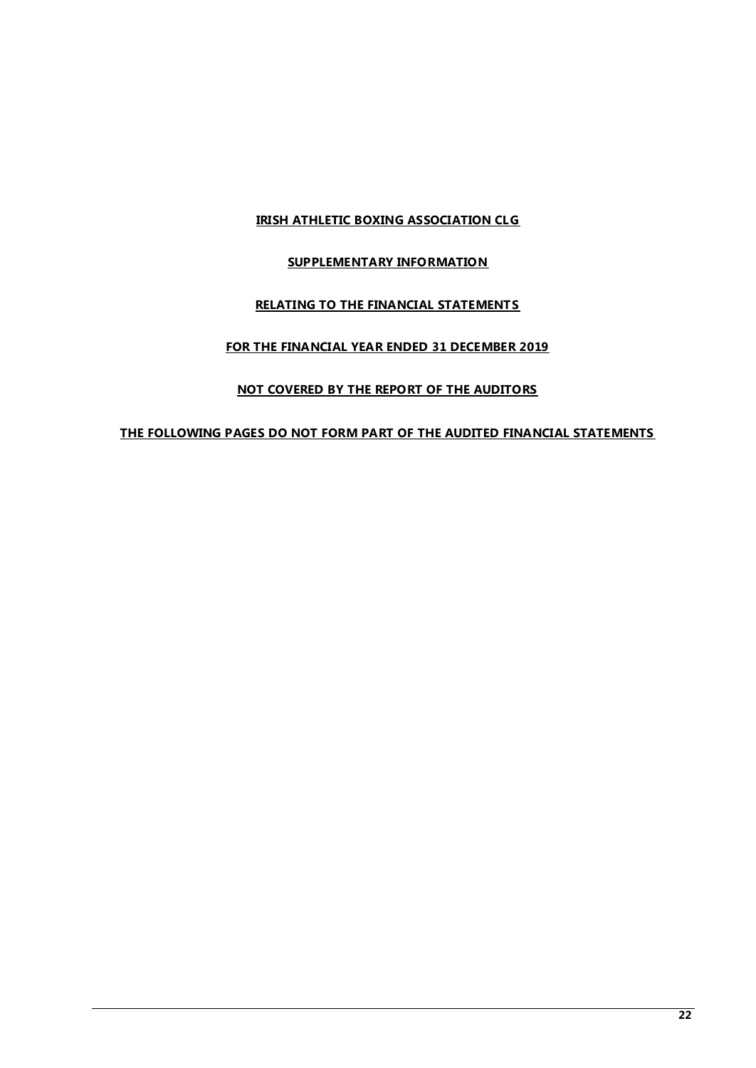**IRISH ATHLETIC BOXING ASSOCIATION CLG**

**SUPPLEMENTARY INFORMATION**

**RELATING TO THE FINANCIAL STATEMENTS**

**FOR THE FINANCIAL YEAR ENDED 31 DECEMBER 2019**

**NOT COVERED BY THE REPORT OF THE AUDITORS**

**THE FOLLOWING PAGES DO NOT FORM PART OF THE AUDITED FINANCIAL STATEMENTS**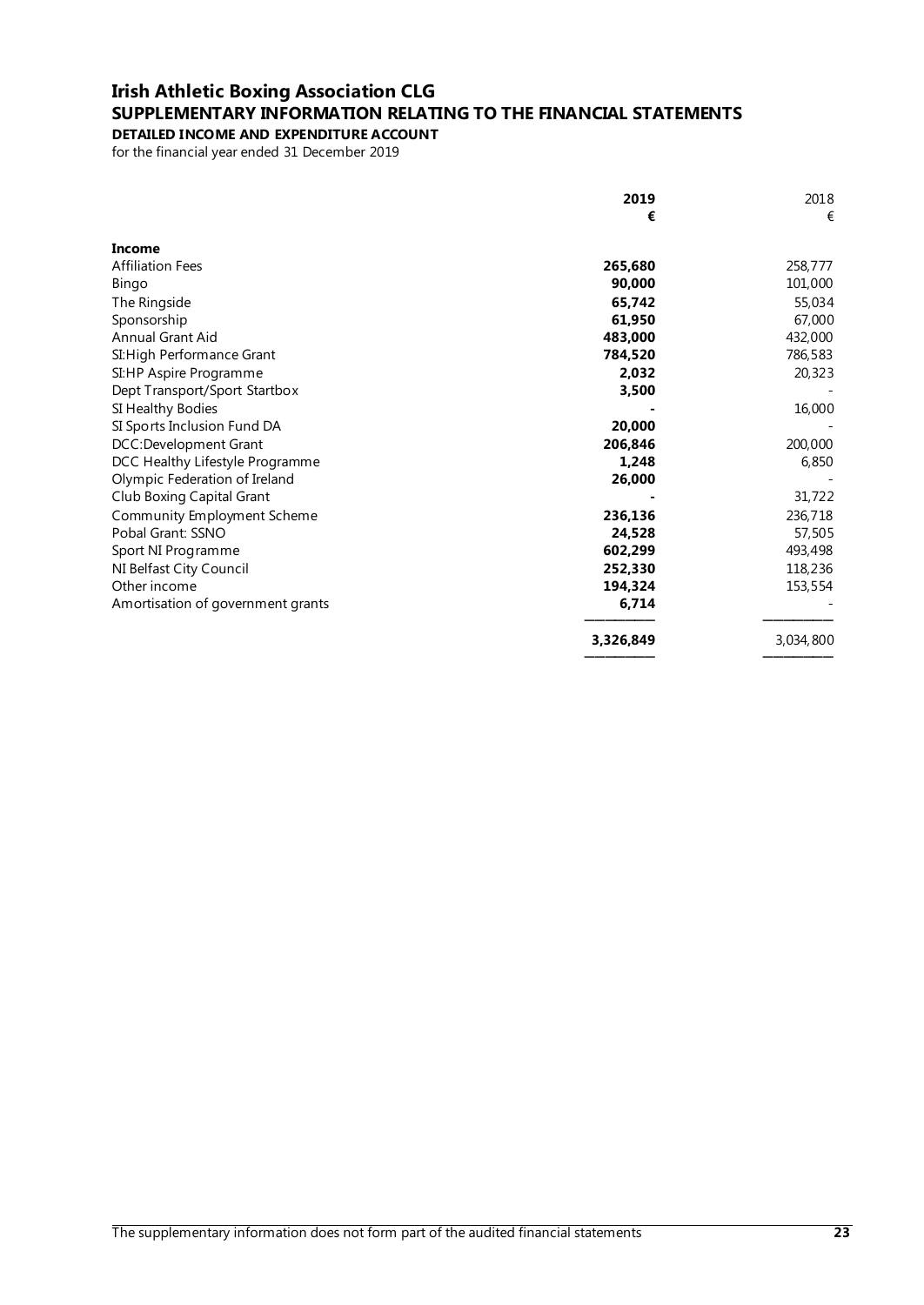# Irish Athletic Boxing Association CLG
## SUPPLEMENTARY INFORMATION RELATING TO THE FINANCIAL STATEMENTS
### DETAILED INCOME AND EXPENDITURE ACCOUNT
for the financial year ended 31 December 2019

| | **2019** | 2018 |
|---|---|---|
| | **€** | € |
| **Income** | | |
| Affiliation Fees | **265,680** | 258,777 |
| Bingo | **90,000** | 101,000 |
| The Ringside | **65,742** | 55,034 |
| Sponsorship | **61,950** | 67,000 |
| Annual Grant Aid | **483,000** | 432,000 |
| SI:High Performance Grant | **784,520** | 786,583 |
| SI:HP Aspire Programme | **2,032** | 20,323 |
| Dept Transport/Sport Startbox | **3,500** | - |
| SI Healthy Bodies | **-** | 16,000 |
| SI Sports Inclusion Fund DA | **20,000** | - |
| DCC:Development Grant | **206,846** | 200,000 |
| DCC Healthy Lifestyle Programme | **1,248** | 6,850 |
| Olympic Federation of Ireland | **26,000** | - |
| Club Boxing Capital Grant | **-** | 31,722 |
| Community Employment Scheme | **236,136** | 236,718 |
| Pobal Grant: SSNO | **24,528** | 57,505 |
| Sport NI Programme | **602,299** | 493,498 |
| NI Belfast City Council | **252,330** | 118,236 |
| Other income | **194,324** | 153,554 |
| Amortisation of government grants | **6,714** | - |
| | **3,326,849** | 3,034,800 |

The supplementary information does not form part of the audited financial statements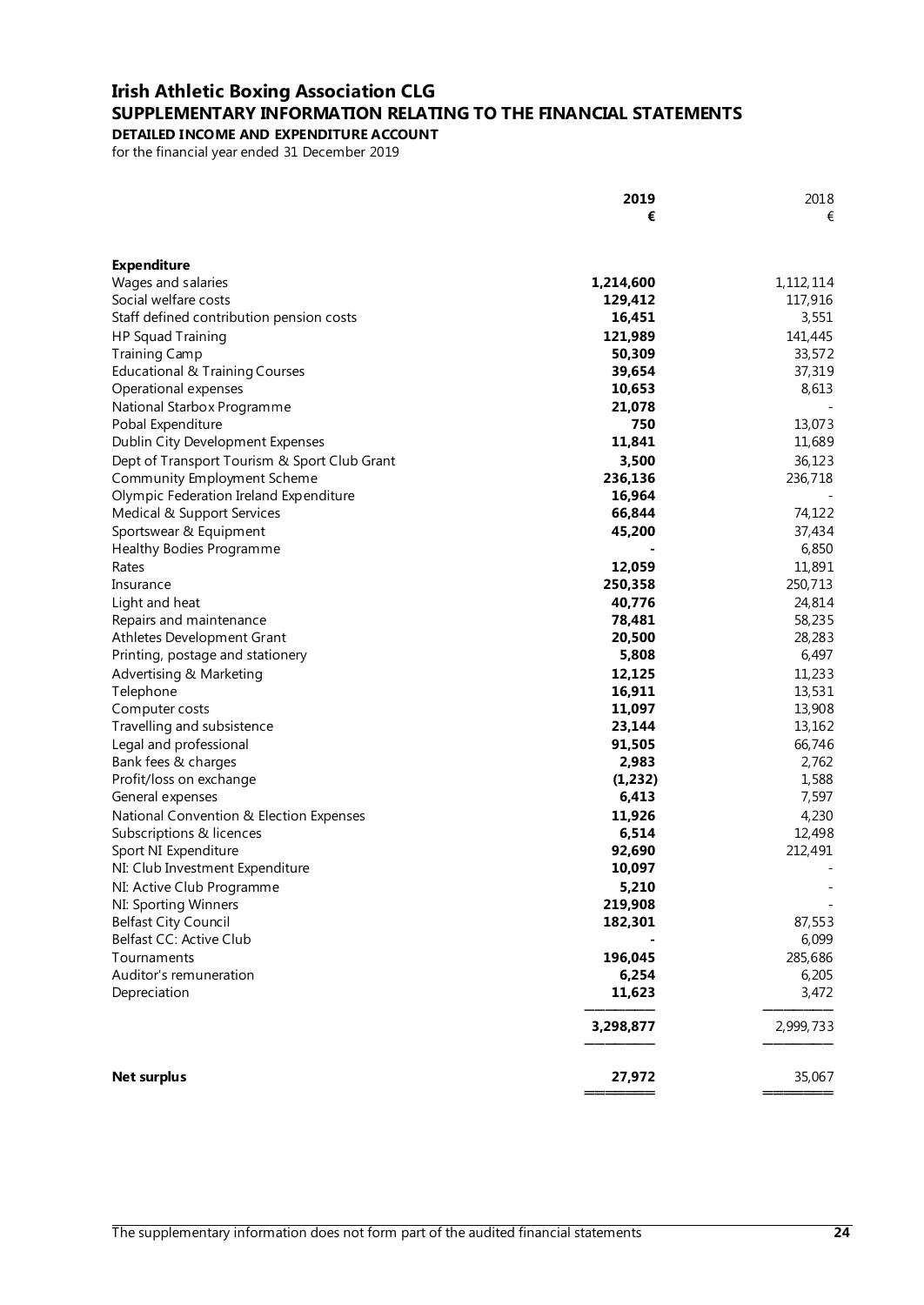# Irish Athletic Boxing Association CLG

## SUPPLEMENTARY INFORMATION RELATING TO THE FINANCIAL STATEMENTS

### DETAILED INCOME AND EXPENDITURE ACCOUNT

for the financial year ended 31 December 2019

| | 2019 € | 2018 € |
|---|---|---|
| **Expenditure** | | |
| Wages and salaries | **1,214,600** | 1,112,114 |
| Social welfare costs | **129,412** | 117,916 |
| Staff defined contribution pension costs | **16,451** | 3,551 |
| HP Squad Training | **121,989** | 141,445 |
| Training Camp | **50,309** | 33,572 |
| Educational & Training Courses | **39,654** | 37,319 |
| Operational expenses | **10,653** | 8,613 |
| National Starbox Programme | **21,078** | - |
| Pobal Expenditure | **750** | 13,073 |
| Dublin City Development Expenses | **11,841** | 11,689 |
| Dept of Transport Tourism & Sport Club Grant | **3,500** | 36,123 |
| Community Employment Scheme | **236,136** | 236,718 |
| Olympic Federation Ireland Expenditure | **16,964** | - |
| Medical & Support Services | **66,844** | 74,122 |
| Sportswear & Equipment | **45,200** | 37,434 |
| Healthy Bodies Programme | **-** | 6,850 |
| Rates | **12,059** | 11,891 |
| Insurance | **250,358** | 250,713 |
| Light and heat | **40,776** | 24,814 |
| Repairs and maintenance | **78,481** | 58,235 |
| Athletes Development Grant | **20,500** | 28,283 |
| Printing, postage and stationery | **5,808** | 6,497 |
| Advertising & Marketing | **12,125** | 11,233 |
| Telephone | **16,911** | 13,531 |
| Computer costs | **11,097** | 13,908 |
| Travelling and subsistence | **23,144** | 13,162 |
| Legal and professional | **91,505** | 66,746 |
| Bank fees & charges | **2,983** | 2,762 |
| Profit/loss on exchange | **(1,232)** | 1,588 |
| General expenses | **6,413** | 7,597 |
| National Convention & Election Expenses | **11,926** | 4,230 |
| Subscriptions & licences | **6,514** | 12,498 |
| Sport NI Expenditure | **92,690** | 212,491 |
| NI: Club Investment Expenditure | **10,097** | - |
| NI: Active Club Programme | **5,210** | - |
| NI: Sporting Winners | **219,908** | - |
| Belfast City Council | **182,301** | 87,553 |
| Belfast CC: Active Club | **-** | 6,099 |
| Tournaments | **196,045** | 285,686 |
| Auditor's remuneration | **6,254** | 6,205 |
| Depreciation | **11,623** | 3,472 |
| | **3,298,877** | 2,999,733 |
| **Net surplus** | **27,972** | 35,067 |

The supplementary information does not form part of the audited financial statements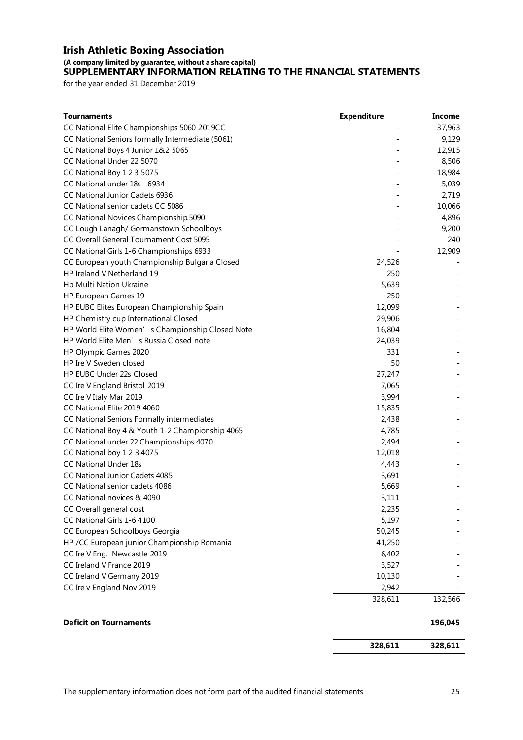# Irish Athletic Boxing Association

**(A company limited by guarantee, without a share capital)**

## SUPPLEMENTARY INFORMATION RELATING TO THE FINANCIAL STATEMENTS

for the year ended 31 December 2019

| **Tournaments** | **Expenditure** | **Income** |
| --- | --- | --- |
| CC National Elite Championships 5060 2019CC | - | 37,963 |
| CC National Seniors formally Intermediate (5061) | - | 9,129 |
| CC National Boys 4 Junior 1&2 5065 | - | 12,915 |
| CC National Under 22 5070 | - | 8,506 |
| CC National Boy 1 2 3 5075 | - | 18,984 |
| CC National under 18s 6934 | - | 5,039 |
| CC National Junior Cadets 6936 | - | 2,719 |
| CC National senior cadets CC 5086 | - | 10,066 |
| CC National Novices Championship.5090 | - | 4,896 |
| CC Lough Lanagh/ Gormanstown Schoolboys | - | 9,200 |
| CC Overall General Tournament Cost 5095 | - | 240 |
| CC National Girls 1-6 Championships 6933 | - | 12,909 |
| CC European youth Championship Bulgaria Closed | 24,526 | - |
| HP Ireland V Netherland 19 | 250 | - |
| Hp Multi Nation Ukraine | 5,639 | - |
| HP European Games 19 | 250 | - |
| HP EUBC Elites European Championship Spain | 12,099 | - |
| HP Chemistry cup International Closed | 29,906 | - |
| HP World Elite Women' s Championship Closed Note | 16,804 | - |
| HP World Elite Men' s Russia Closed note | 24,039 | - |
| HP Olympic Games 2020 | 331 | - |
| HP Ire V Sweden closed | 50 | - |
| HP EUBC Under 22s Closed | 27,247 | - |
| CC Ire V England Bristol 2019 | 7,065 | - |
| CC Ire V Italy Mar 2019 | 3,994 | - |
| CC National Elite 2019 4060 | 15,835 | - |
| CC National Seniors Formally intermediates | 2,438 | - |
| CC National Boy 4 & Youth 1-2 Championship 4065 | 4,785 | - |
| CC National under 22 Championships 4070 | 2,494 | - |
| CC National boy 1 2 3 4075 | 12,018 | - |
| CC National Under 18s | 4,443 | - |
| CC National Junior Cadets 4085 | 3,691 | - |
| CC National senior cadets 4086 | 5,669 | - |
| CC National novices & 4090 | 3,111 | - |
| CC Overall general cost | 2,235 | - |
| CC National Girls 1-6 4100 | 5,197 | - |
| CC European Schoolboys Georgia | 50,245 | - |
| HP /CC European junior Championship Romania | 41,250 | - |
| CC Ire V Eng. Newcastle 2019 | 6,402 | - |
| CC Ireland V France 2019 | 3,527 | - |
| CC Ireland V Germany 2019 | 10,130 | - |
| CC Ire v England Nov 2019 | 2,942 | - |
| | 328,611 | 132,566 |
| **Deficit on Tournaments** | | **196,045** |
| | **328,611** | **328,611** |

The supplementary information does not form part of the audited financial statements